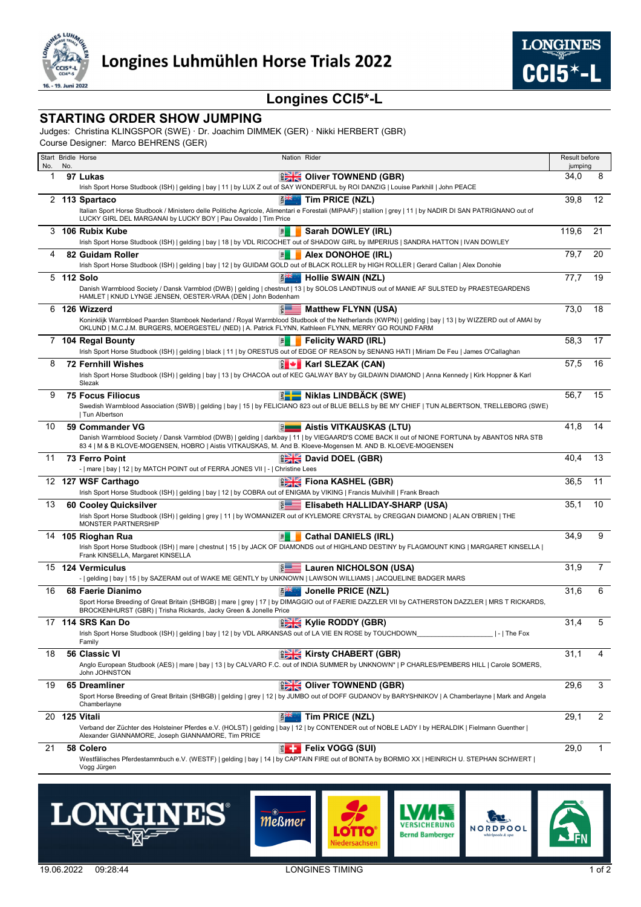# Longines Luhmühlen Horse Trials 2022

## Longines CCI5*-L

### STARTING ORDER SHOW JUMPING

Judges: Christina KLINGSPOR (SWE) · Dr. Joachim DIMMEK (GER) · Nikki HERBERT (GBR)
Course Designer: Marco BEHRENS (GER)

| Start No. | Bridle No. | Horse | Nation | Rider | Result before jumping | |
|---|---|---|---|---|---|---|
| 1 | 97 | **Lukas**<br>Irish Sport Horse Studbook (ISH) \| gelding \| bay \| 11 \| by LUX Z out of SAY WONDERFUL by ROI DANZIG \| Louise Parkhill \| John PEACE | GBR | **Oliver TOWNEND (GBR)** | 34,0 | 8 |
| 2 | 113 | **Spartaco**<br>Italian Sport Horse Studbook / Ministero delle Politiche Agricole, Alimentari e Forestali (MIPAAF) \| stallion \| grey \| 11 \| by NADIR DI SAN PATRIGNANO out of LUCKY GIRL DEL MARGANAI by LUCKY BOY \| Pau Osvaldo \| Tim Price | NZL | **Tim PRICE (NZL)** | 39,8 | 12 |
| 3 | 106 | **Rubix Kube**<br>Irish Sport Horse Studbook (ISH) \| gelding \| bay \| 18 \| by VDL RICOCHET out of SHADOW GIRL by IMPERIUS \| SANDRA HATTON \| IVAN DOWLEY | IRL | **Sarah DOWLEY (IRL)** | 119,6 | 21 |
| 4 | 82 | **Guidam Roller**<br>Irish Sport Horse Studbook (ISH) \| gelding \| bay \| 12 \| by GUIDAM GOLD out of BLACK ROLLER by HIGH ROLLER \| Gerard Callan \| Alex Donohie | IRL | **Alex DONOHOE (IRL)** | 79,7 | 20 |
| 5 | 112 | **Solo**<br>Danish Warmblood Society / Dansk Varmblod (DWB) \| gelding \| chestnut \| 13 \| by SOLOS LANDTINUS out of MANIE AF SULSTED by PRAESTEGAARDENS HAMLET \| KNUD LYNGE JENSEN, OESTER-VRAA (DEN \| John Bodenham | NZL | **Hollie SWAIN (NZL)** | 77,7 | 19 |
| 6 | 126 | **Wizzerd**<br>Koninklijk Warmbloed Paarden Stamboek Nederland / Royal Warmblood Studbook of the Netherlands (KWPN) \| gelding \| bay \| 13 \| by WIZZERD out of AMAI by OKLUND \| M.C.J.M. BURGERS, MOERGESTEL/ (NED) \| A. Patrick FLYNN, Kathleen FLYNN, MERRY GO ROUND FARM | USA | **Matthew FLYNN (USA)** | 73,0 | 18 |
| 7 | 104 | **Regal Bounty**<br>Irish Sport Horse Studbook (ISH) \| gelding \| black \| 11 \| by ORESTUS out of EDGE OF REASON by SENANG HATI \| Miriam De Feu \| James O'Callaghan | IRL | **Felicity WARD (IRL)** | 58,3 | 17 |
| 8 | 72 | **Fernhill Wishes**<br>Irish Sport Horse Studbook (ISH) \| gelding \| bay \| 13 \| by CHACOA out of KEC GALWAY BAY by GILDAWN DIAMOND \| Anna Kennedy \| Kirk Hoppner & Karl Slezak | CAN | **Karl SLEZAK (CAN)** | 57,5 | 16 |
| 9 | 75 | **Focus Filiocus**<br>Swedish Warmblood Association (SWB) \| gelding \| bay \| 15 \| by FELICIANO 823 out of BLUE BELLS by BE MY CHIEF \| TUN ALBERTSON, TRELLEBORG (SWE) \| Tun Albertson | SWE | **Niklas LINDBÄCK (SWE)** | 56,7 | 15 |
| 10 | 59 | **Commander VG**<br>Danish Warmblood Society / Dansk Varmblod (DWB) \| gelding \| darkbay \| 11 \| by VIEGAARD'S COME BACK II out of NIONE FORTUNA by ABANTOS NRA STB 83 4 \| M & B KLOVE-MOGENSEN, HOBRO \| Aistis VITKAUSKAS, M. And B. Kloeve-Mogensen M. AND B. KLOEVE-MOGENSEN | LTU | **Aistis VITKAUSKAS (LTU)** | 41,8 | 14 |
| 11 | 73 | **Ferro Point**<br>- \| mare \| bay \| 12 \| by MATCH POINT out of FERRA JONES VII \| - \| Christine Lees | GBR | **David DOEL (GBR)** | 40,4 | 13 |
| 12 | 127 | **WSF Carthago**<br>Irish Sport Horse Studbook (ISH) \| gelding \| bay \| 12 \| by COBRA out of ENIGMA by VIKING \| Francis Mulvihill \| Frank Breach | GBR | **Fiona KASHEL (GBR)** | 36,5 | 11 |
| 13 | 60 | **Cooley Quicksilver**<br>Irish Sport Horse Studbook (ISH) \| gelding \| grey \| 11 \| by WOMANIZER out of KYLEMORE CRYSTAL by CREGGAN DIAMOND \| ALAN O'BRIEN \| THE MONSTER PARTNERSHIP | USA | **Elisabeth HALLIDAY-SHARP (USA)** | 35,1 | 10 |
| 14 | 105 | **Rioghan Rua**<br>Irish Sport Horse Studbook (ISH) \| mare \| chestnut \| 15 \| by JACK OF DIAMONDS out of HIGHLAND DESTINY by FLAGMOUNT KING \| MARGARET KINSELLA \| Frank KINSELLA, Margaret KINSELLA | IRL | **Cathal DANIELS (IRL)** | 34,9 | 9 |
| 15 | 124 | **Vermiculus**<br>- \| gelding \| bay \| 15 \| by SAZERAM out of WAKE ME GENTLY by UNKNOWN \| LAWSON WILLIAMS \| JACQUELINE BADGER MARS | USA | **Lauren NICHOLSON (USA)** | 31,9 | 7 |
| 16 | 68 | **Faerie Dianimo**<br>Sport Horse Breeding of Great Britain (SHBGB) \| mare \| grey \| 17 \| by DIMAGGIO out of FAERIE DAZZLER VII by CATHERSTON DAZZLER \| MRS T RICKARDS, BROCKENHURST (GBR) \| Trisha Rickards, Jacky Green & Jonelle Price | NZL | **Jonelle PRICE (NZL)** | 31,6 | 6 |
| 17 | 114 | **SRS Kan Do**<br>Irish Sport Horse Studbook (ISH) \| gelding \| bay \| 12 \| by VDL ARKANSAS out of LA VIE EN ROSE by TOUCHDOWN___________________ \| - \| The Fox Family | GBR | **Kylie RODDY (GBR)** | 31,4 | 5 |
| 18 | 56 | **Classic VI**<br>Anglo European Studbook (AES) \| mare \| bay \| 13 \| by CALVARO F.C. out of INDIA SUMMER by UNKNOWN* \| P CHARLES/PEMBERS HILL \| Carole SOMERS, John JOHNSTON | GBR | **Kirsty CHABERT (GBR)** | 31,1 | 4 |
| 19 | 65 | **Dreamliner**<br>Sport Horse Breeding of Great Britain (SHBGB) \| gelding \| grey \| 12 \| by JUMBO out of DOFF GUDANOV by BARYSHNIKOV \| A Chamberlayne \| Mark and Angela Chamberlayne | GBR | **Oliver TOWNEND (GBR)** | 29,6 | 3 |
| 20 | 125 | **Vitali**<br>Verband der Züchter des Holsteiner Pferdes e.V. (HOLST) \| gelding \| bay \| 12 \| by CONTENDER out of NOBLE LADY I by HERALDIK \| Fielmann Guenther \| Alexander GIANNAMORE, Joseph GIANNAMORE, Tim PRICE | NZL | **Tim PRICE (NZL)** | 29,1 | 2 |
| 21 | 58 | **Colero**<br>Westfälisches Pferdestammbuch e.V. (WESTF) \| gelding \| bay \| 14 \| by CAPTAIN FIRE out of BONITA by BORMIO XX \| HEINRICH U. STEPHAN SCHWERT \| Vogg Jürgen | SUI | **Felix VOGG (SUI)** | 29,0 | 1 |

19.06.2022 09:28:44 LONGINES TIMING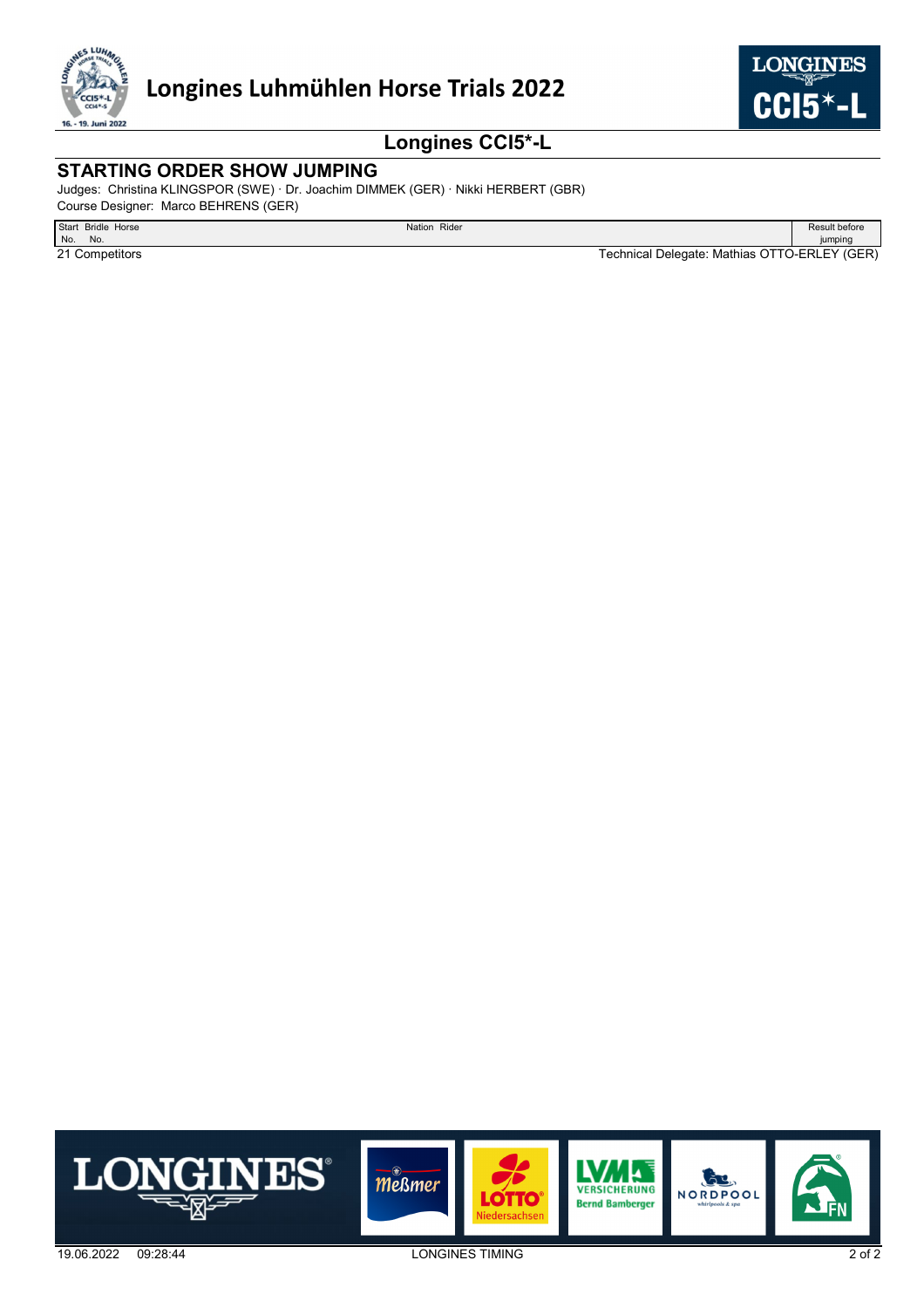## Longines CCI5*-L

### STARTING ORDER SHOW JUMPING

Judges: Christina KLINGSPOR (SWE) · Dr. Joachim DIMMEK (GER) · Nikki HERBERT (GBR)

Course Designer: Marco BEHRENS (GER)

| Start No. | Bridle No. | Horse | Nation | Rider | Result before jumping |
|---|---|---|---|---|---|

21 Competitors

Technical Delegate: Mathias OTTO-ERLEY (GER)